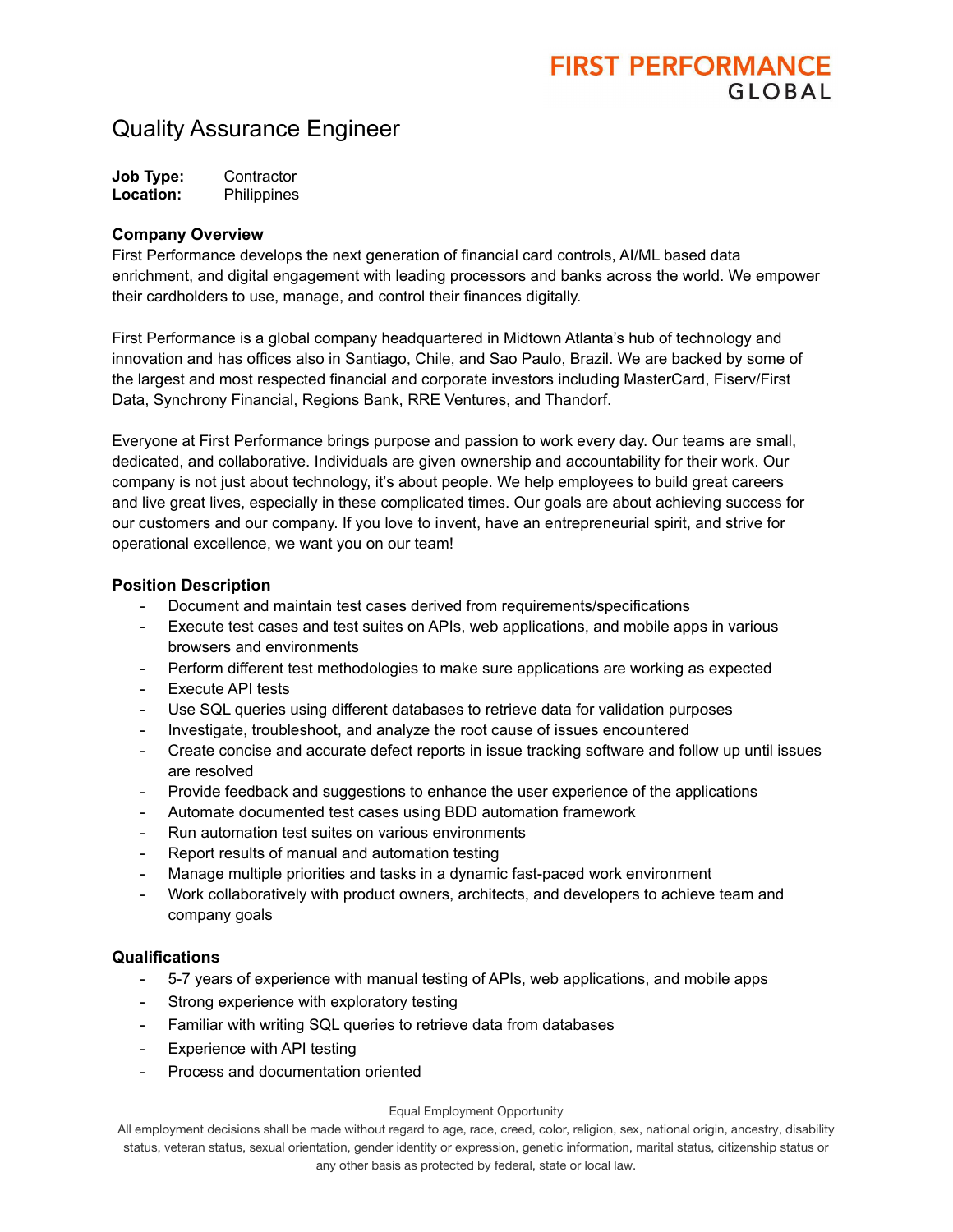FIRST PERFORMANCE
GLOBAL

# Quality Assurance Engineer

**Job Type:** Contractor
**Location:** Philippines

### Company Overview

First Performance develops the next generation of financial card controls, AI/ML based data enrichment, and digital engagement with leading processors and banks across the world. We empower their cardholders to use, manage, and control their finances digitally.

First Performance is a global company headquartered in Midtown Atlanta's hub of technology and innovation and has offices also in Santiago, Chile, and Sao Paulo, Brazil. We are backed by some of the largest and most respected financial and corporate investors including MasterCard, Fiserv/First Data, Synchrony Financial, Regions Bank, RRE Ventures, and Thandorf.

Everyone at First Performance brings purpose and passion to work every day. Our teams are small, dedicated, and collaborative. Individuals are given ownership and accountability for their work. Our company is not just about technology, it's about people. We help employees to build great careers and live great lives, especially in these complicated times. Our goals are about achieving success for our customers and our company. If you love to invent, have an entrepreneurial spirit, and strive for operational excellence, we want you on our team!

### Position Description

- Document and maintain test cases derived from requirements/specifications
- Execute test cases and test suites on APIs, web applications, and mobile apps in various browsers and environments
- Perform different test methodologies to make sure applications are working as expected
- Execute API tests
- Use SQL queries using different databases to retrieve data for validation purposes
- Investigate, troubleshoot, and analyze the root cause of issues encountered
- Create concise and accurate defect reports in issue tracking software and follow up until issues are resolved
- Provide feedback and suggestions to enhance the user experience of the applications
- Automate documented test cases using BDD automation framework
- Run automation test suites on various environments
- Report results of manual and automation testing
- Manage multiple priorities and tasks in a dynamic fast-paced work environment
- Work collaboratively with product owners, architects, and developers to achieve team and company goals

### Qualifications

- 5-7 years of experience with manual testing of APIs, web applications, and mobile apps
- Strong experience with exploratory testing
- Familiar with writing SQL queries to retrieve data from databases
- Experience with API testing
- Process and documentation oriented

Equal Employment Opportunity

All employment decisions shall be made without regard to age, race, creed, color, religion, sex, national origin, ancestry, disability status, veteran status, sexual orientation, gender identity or expression, genetic information, marital status, citizenship status or any other basis as protected by federal, state or local law.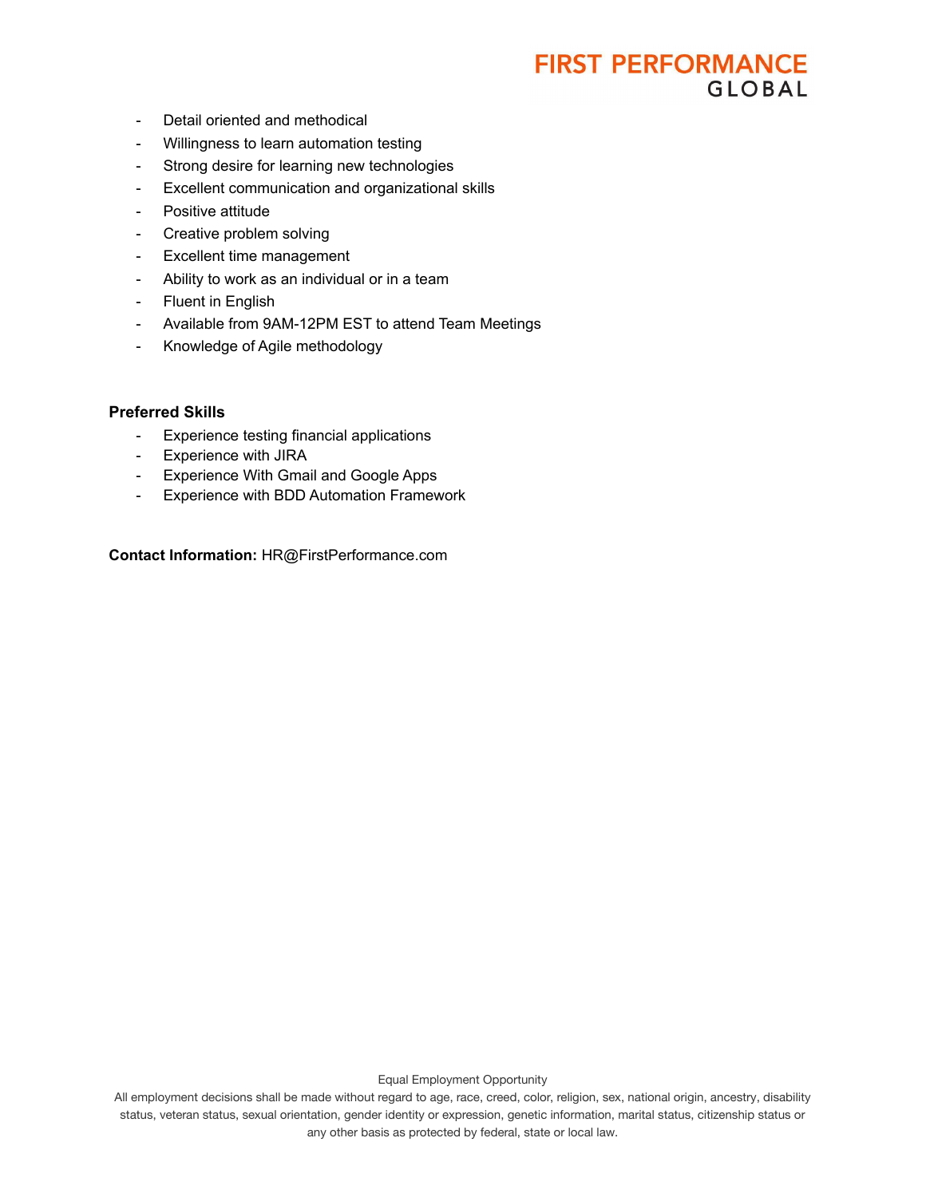- Detail oriented and methodical
- Willingness to learn automation testing
- Strong desire for learning new technologies
- Excellent communication and organizational skills
- Positive attitude
- Creative problem solving
- Excellent time management
- Ability to work as an individual or in a team
- Fluent in English
- Available from 9AM-12PM EST to attend Team Meetings
- Knowledge of Agile methodology

### Preferred Skills

- Experience testing financial applications
- Experience with JIRA
- Experience With Gmail and Google Apps
- Experience with BDD Automation Framework

**Contact Information:** HR@FirstPerformance.com

Equal Employment Opportunity

All employment decisions shall be made without regard to age, race, creed, color, religion, sex, national origin, ancestry, disability status, veteran status, sexual orientation, gender identity or expression, genetic information, marital status, citizenship status or any other basis as protected by federal, state or local law.